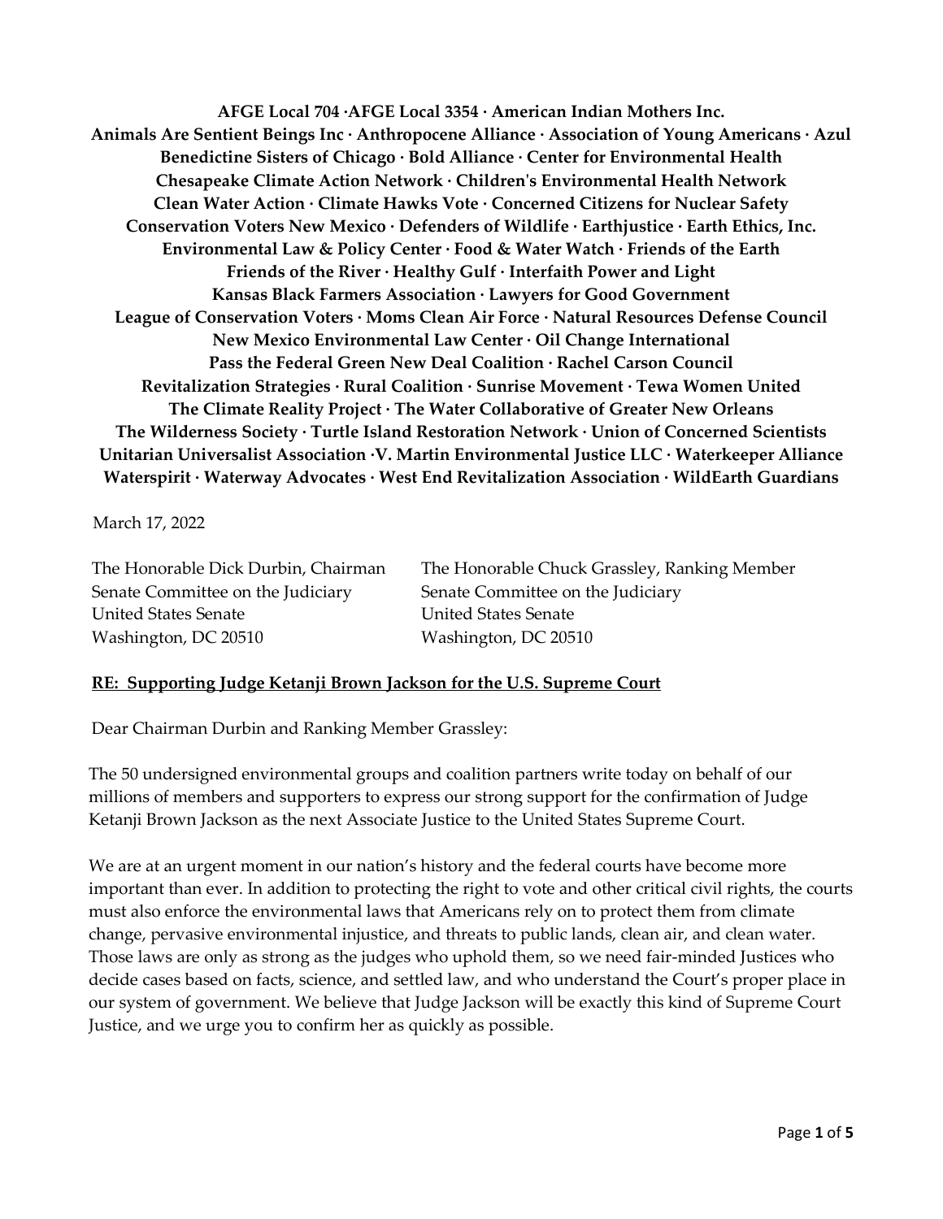**AFGE Local 704 ·AFGE Local 3354 · American Indian Mothers Inc.**
**Animals Are Sentient Beings Inc · Anthropocene Alliance · Association of Young Americans · Azul**
**Benedictine Sisters of Chicago · Bold Alliance · Center for Environmental Health**
**Chesapeake Climate Action Network · Children's Environmental Health Network**
**Clean Water Action · Climate Hawks Vote · Concerned Citizens for Nuclear Safety**
**Conservation Voters New Mexico · Defenders of Wildlife · Earthjustice · Earth Ethics, Inc.**
**Environmental Law & Policy Center · Food & Water Watch · Friends of the Earth**
**Friends of the River · Healthy Gulf · Interfaith Power and Light**
**Kansas Black Farmers Association · Lawyers for Good Government**
**League of Conservation Voters · Moms Clean Air Force · Natural Resources Defense Council**
**New Mexico Environmental Law Center · Oil Change International**
**Pass the Federal Green New Deal Coalition · Rachel Carson Council**
**Revitalization Strategies · Rural Coalition · Sunrise Movement · Tewa Women United**
**The Climate Reality Project · The Water Collaborative of Greater New Orleans**
**The Wilderness Society · Turtle Island Restoration Network · Union of Concerned Scientists**
**Unitarian Universalist Association ·V. Martin Environmental Justice LLC · Waterkeeper Alliance**
**Waterspirit · Waterway Advocates · West End Revitalization Association · WildEarth Guardians**

March 17, 2022

The Honorable Dick Durbin, Chairman
Senate Committee on the Judiciary
United States Senate
Washington, DC 20510

The Honorable Chuck Grassley, Ranking Member
Senate Committee on the Judiciary
United States Senate
Washington, DC 20510

**RE: Supporting Judge Ketanji Brown Jackson for the U.S. Supreme Court**

Dear Chairman Durbin and Ranking Member Grassley:

The 50 undersigned environmental groups and coalition partners write today on behalf of our millions of members and supporters to express our strong support for the confirmation of Judge Ketanji Brown Jackson as the next Associate Justice to the United States Supreme Court.

We are at an urgent moment in our nation's history and the federal courts have become more important than ever. In addition to protecting the right to vote and other critical civil rights, the courts must also enforce the environmental laws that Americans rely on to protect them from climate change, pervasive environmental injustice, and threats to public lands, clean air, and clean water. Those laws are only as strong as the judges who uphold them, so we need fair-minded Justices who decide cases based on facts, science, and settled law, and who understand the Court's proper place in our system of government. We believe that Judge Jackson will be exactly this kind of Supreme Court Justice, and we urge you to confirm her as quickly as possible.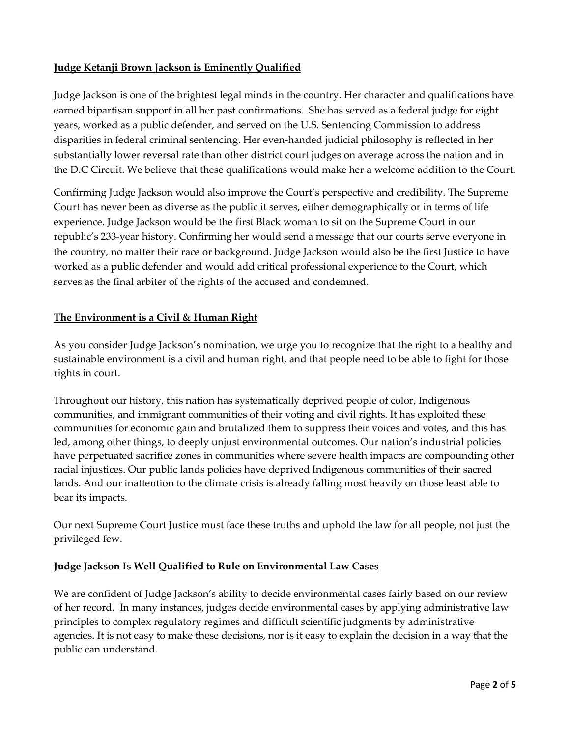**Judge Ketanji Brown Jackson is Eminently Qualified**

Judge Jackson is one of the brightest legal minds in the country. Her character and qualifications have earned bipartisan support in all her past confirmations. She has served as a federal judge for eight years, worked as a public defender, and served on the U.S. Sentencing Commission to address disparities in federal criminal sentencing. Her even-handed judicial philosophy is reflected in her substantially lower reversal rate than other district court judges on average across the nation and in the D.C Circuit. We believe that these qualifications would make her a welcome addition to the Court.

Confirming Judge Jackson would also improve the Court's perspective and credibility. The Supreme Court has never been as diverse as the public it serves, either demographically or in terms of life experience. Judge Jackson would be the first Black woman to sit on the Supreme Court in our republic's 233-year history. Confirming her would send a message that our courts serve everyone in the country, no matter their race or background. Judge Jackson would also be the first Justice to have worked as a public defender and would add critical professional experience to the Court, which serves as the final arbiter of the rights of the accused and condemned.

**The Environment is a Civil & Human Right**

As you consider Judge Jackson's nomination, we urge you to recognize that the right to a healthy and sustainable environment is a civil and human right, and that people need to be able to fight for those rights in court.

Throughout our history, this nation has systematically deprived people of color, Indigenous communities, and immigrant communities of their voting and civil rights. It has exploited these communities for economic gain and brutalized them to suppress their voices and votes, and this has led, among other things, to deeply unjust environmental outcomes. Our nation's industrial policies have perpetuated sacrifice zones in communities where severe health impacts are compounding other racial injustices. Our public lands policies have deprived Indigenous communities of their sacred lands. And our inattention to the climate crisis is already falling most heavily on those least able to bear its impacts.

Our next Supreme Court Justice must face these truths and uphold the law for all people, not just the privileged few.

**Judge Jackson Is Well Qualified to Rule on Environmental Law Cases**

We are confident of Judge Jackson's ability to decide environmental cases fairly based on our review of her record. In many instances, judges decide environmental cases by applying administrative law principles to complex regulatory regimes and difficult scientific judgments by administrative agencies. It is not easy to make these decisions, nor is it easy to explain the decision in a way that the public can understand.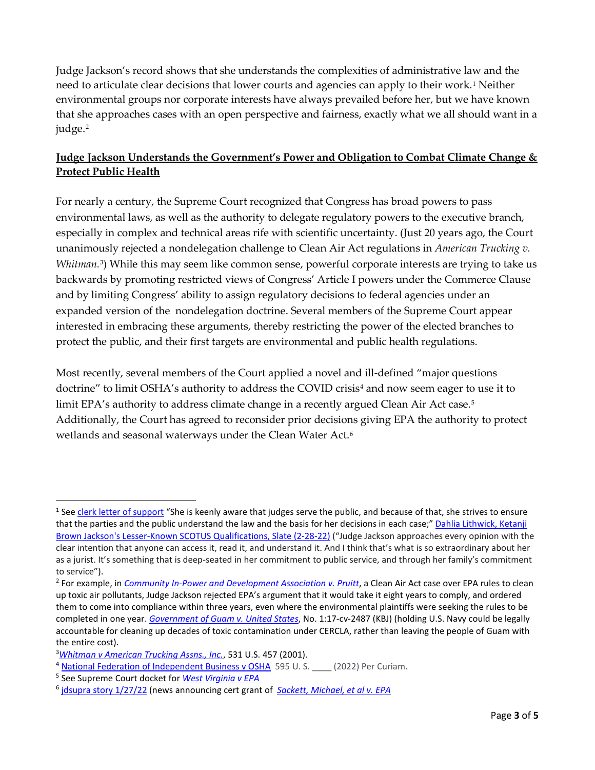Judge Jackson's record shows that she understands the complexities of administrative law and the need to articulate clear decisions that lower courts and agencies can apply to their work.[1] Neither environmental groups nor corporate interests have always prevailed before her, but we have known that she approaches cases with an open perspective and fairness, exactly what we all should want in a judge.[2]

**Judge Jackson Understands the Government's Power and Obligation to Combat Climate Change & Protect Public Health**

For nearly a century, the Supreme Court recognized that Congress has broad powers to pass environmental laws, as well as the authority to delegate regulatory powers to the executive branch, especially in complex and technical areas rife with scientific uncertainty. (Just 20 years ago, the Court unanimously rejected a nondelegation challenge to Clean Air Act regulations in *American Trucking v. Whitman.*[3]) While this may seem like common sense, powerful corporate interests are trying to take us backwards by promoting restricted views of Congress' Article I powers under the Commerce Clause and by limiting Congress' ability to assign regulatory decisions to federal agencies under an expanded version of the nondelegation doctrine. Several members of the Supreme Court appear interested in embracing these arguments, thereby restricting the power of the elected branches to protect the public, and their first targets are environmental and public health regulations.

Most recently, several members of the Court applied a novel and ill-defined "major questions doctrine" to limit OSHA's authority to address the COVID crisis[4] and now seem eager to use it to limit EPA's authority to address climate change in a recently argued Clean Air Act case.[5] Additionally, the Court has agreed to reconsider prior decisions giving EPA the authority to protect wetlands and seasonal waterways under the Clean Water Act.[6]

---

[1] See clerk letter of support "She is keenly aware that judges serve the public, and because of that, she strives to ensure that the parties and the public understand the law and the basis for her decisions in each case;" Dahlia Lithwick, Ketanji Brown Jackson's Lesser-Known SCOTUS Qualifications, Slate (2-28-22) ("Judge Jackson approaches every opinion with the clear intention that anyone can access it, read it, and understand it. And I think that's what is so extraordinary about her as a jurist. It's something that is deep-seated in her commitment to public service, and through her family's commitment to service").

[2] For example, in *Community In-Power and Development Association v. Pruitt*, a Clean Air Act case over EPA rules to clean up toxic air pollutants, Judge Jackson rejected EPA's argument that it would take it eight years to comply, and ordered them to come into compliance within three years, even where the environmental plaintiffs were seeking the rules to be completed in one year. *Government of Guam v. United States*, No. 1:17-cv-2487 (KBJ) (holding U.S. Navy could be legally accountable for cleaning up decades of toxic contamination under CERCLA, rather than leaving the people of Guam with the entire cost).

[3] *Whitman v American Trucking Assns., Inc.*, 531 U.S. 457 (2001).

[4] National Federation of Independent Business v OSHA 595 U. S. ____ (2022) Per Curiam.

[5] See Supreme Court docket for *West Virginia v EPA*

[6] jdsupra story 1/27/22 (news announcing cert grant of *Sackett, Michael, et al v. EPA*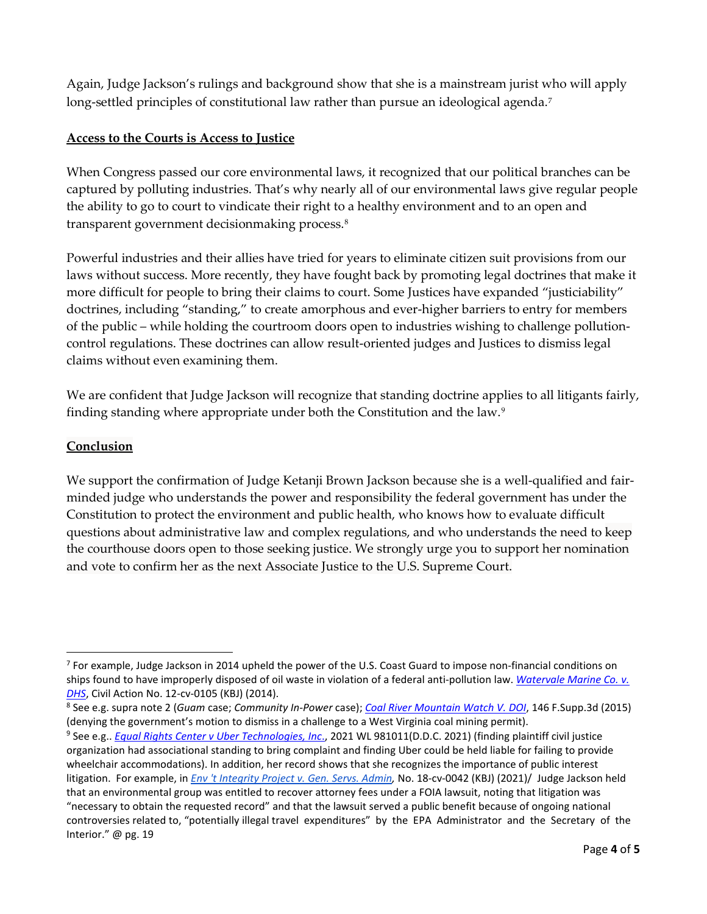Again, Judge Jackson's rulings and background show that she is a mainstream jurist who will apply long-settled principles of constitutional law rather than pursue an ideological agenda.[7]

**Access to the Courts is Access to Justice**

When Congress passed our core environmental laws, it recognized that our political branches can be captured by polluting industries. That's why nearly all of our environmental laws give regular people the ability to go to court to vindicate their right to a healthy environment and to an open and transparent government decisionmaking process.[8]

Powerful industries and their allies have tried for years to eliminate citizen suit provisions from our laws without success. More recently, they have fought back by promoting legal doctrines that make it more difficult for people to bring their claims to court. Some Justices have expanded "justiciability" doctrines, including "standing," to create amorphous and ever-higher barriers to entry for members of the public – while holding the courtroom doors open to industries wishing to challenge pollution-control regulations. These doctrines can allow result-oriented judges and Justices to dismiss legal claims without even examining them.

We are confident that Judge Jackson will recognize that standing doctrine applies to all litigants fairly, finding standing where appropriate under both the Constitution and the law.[9]

**Conclusion**

We support the confirmation of Judge Ketanji Brown Jackson because she is a well-qualified and fair-minded judge who understands the power and responsibility the federal government has under the Constitution to protect the environment and public health, who knows how to evaluate difficult questions about administrative law and complex regulations, and who understands the need to keep the courthouse doors open to those seeking justice. We strongly urge you to support her nomination and vote to confirm her as the next Associate Justice to the U.S. Supreme Court.

---

[7] For example, Judge Jackson in 2014 upheld the power of the U.S. Coast Guard to impose non-financial conditions on ships found to have improperly disposed of oil waste in violation of a federal anti-pollution law. *Watervale Marine Co. v. DHS*, Civil Action No. 12-cv-0105 (KBJ) (2014).

[8] See e.g. supra note 2 (*Guam* case; *Community In-Power* case); *Coal River Mountain Watch V. DOI*, 146 F.Supp.3d (2015) (denying the government's motion to dismiss in a challenge to a West Virginia coal mining permit).

[9] See e.g.. *Equal Rights Center v Uber Technologies, Inc.*, 2021 WL 981011(D.D.C. 2021) (finding plaintiff civil justice organization had associational standing to bring complaint and finding Uber could be held liable for failing to provide wheelchair accommodations). In addition, her record shows that she recognizes the importance of public interest litigation. For example, in *Env 't Integrity Project v. Gen. Servs. Admin,* No. 18-cv-0042 (KBJ) (2021)/ Judge Jackson held that an environmental group was entitled to recover attorney fees under a FOIA lawsuit, noting that litigation was "necessary to obtain the requested record" and that the lawsuit served a public benefit because of ongoing national controversies related to, "potentially illegal travel expenditures" by the EPA Administrator and the Secretary of the Interior." @ pg. 19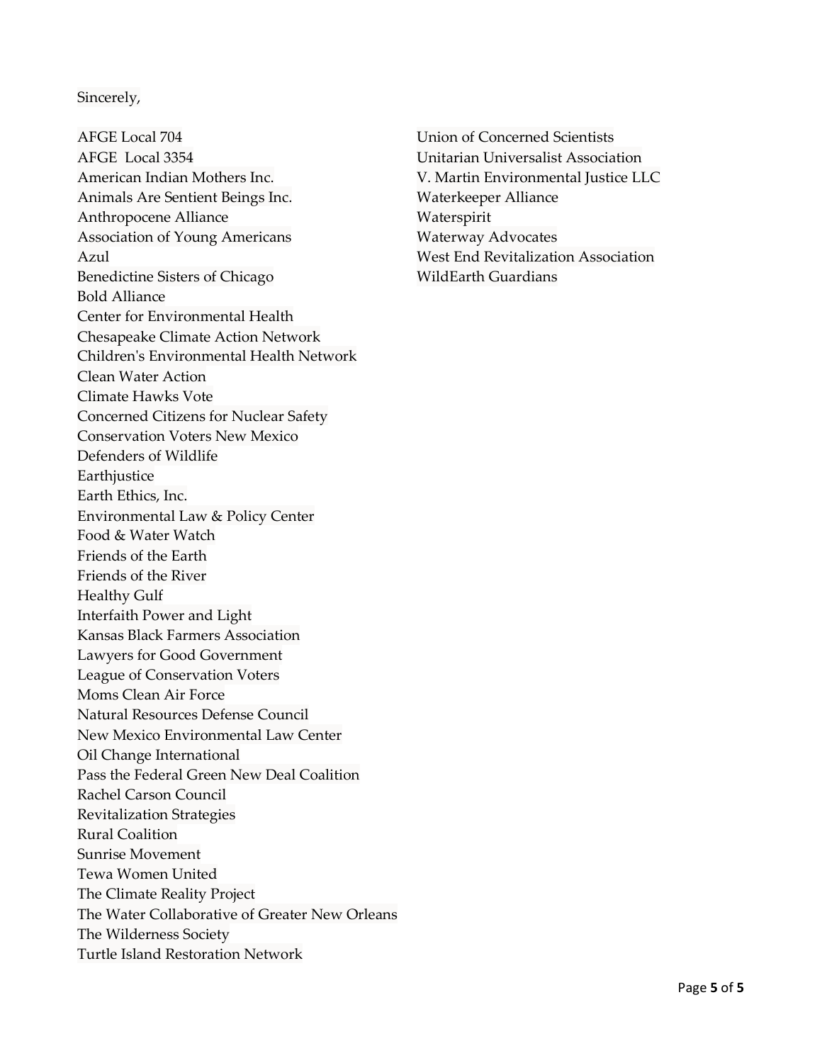Sincerely,

AFGE Local 704
AFGE  Local 3354
American Indian Mothers Inc.
Animals Are Sentient Beings Inc.
Anthropocene Alliance
Association of Young Americans
Azul
Benedictine Sisters of Chicago
Bold Alliance
Center for Environmental Health
Chesapeake Climate Action Network
Children's Environmental Health Network
Clean Water Action
Climate Hawks Vote
Concerned Citizens for Nuclear Safety
Conservation Voters New Mexico
Defenders of Wildlife
Earthjustice
Earth Ethics, Inc.
Environmental Law & Policy Center
Food & Water Watch
Friends of the Earth
Friends of the River
Healthy Gulf
Interfaith Power and Light
Kansas Black Farmers Association
Lawyers for Good Government
League of Conservation Voters
Moms Clean Air Force
Natural Resources Defense Council
New Mexico Environmental Law Center
Oil Change International
Pass the Federal Green New Deal Coalition
Rachel Carson Council
Revitalization Strategies
Rural Coalition
Sunrise Movement
Tewa Women United
The Climate Reality Project
The Water Collaborative of Greater New Orleans
The Wilderness Society
Turtle Island Restoration Network
Union of Concerned Scientists
Unitarian Universalist Association
V. Martin Environmental Justice LLC
Waterkeeper Alliance
Waterspirit
Waterway Advocates
West End Revitalization Association
WildEarth Guardians